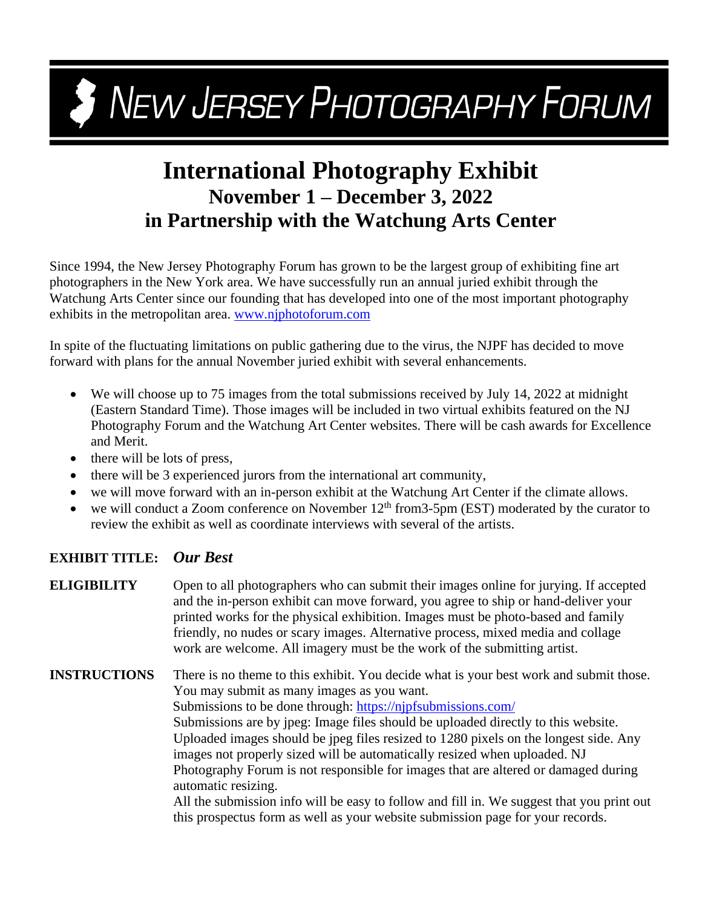# NEW JERSEY PHOTOGRAPHY FORUM

# International Photography Exhibit

## November 1 – December 3, 2022
## in Partnership with the Watchung Arts Center

Since 1994, the New Jersey Photography Forum has grown to be the largest group of exhibiting fine art photographers in the New York area. We have successfully run an annual juried exhibit through the Watchung Arts Center since our founding that has developed into one of the most important photography exhibits in the metropolitan area. www.njphotoforum.com

In spite of the fluctuating limitations on public gathering due to the virus, the NJPF has decided to move forward with plans for the annual November juried exhibit with several enhancements.

- We will choose up to 75 images from the total submissions received by July 14, 2022 at midnight (Eastern Standard Time). Those images will be included in two virtual exhibits featured on the NJ Photography Forum and the Watchung Art Center websites. There will be cash awards for Excellence and Merit.
- there will be lots of press,
- there will be 3 experienced jurors from the international art community,
- we will move forward with an in-person exhibit at the Watchung Art Center if the climate allows.
- we will conduct a Zoom conference on November 12th from3-5pm (EST) moderated by the curator to review the exhibit as well as coordinate interviews with several of the artists.

**EXHIBIT TITLE:** ***Our Best***

**ELIGIBILITY** Open to all photographers who can submit their images online for jurying. If accepted and the in-person exhibit can move forward, you agree to ship or hand-deliver your printed works for the physical exhibition. Images must be photo-based and family friendly, no nudes or scary images. Alternative process, mixed media and collage work are welcome. All imagery must be the work of the submitting artist.

**INSTRUCTIONS** There is no theme to this exhibit. You decide what is your best work and submit those. You may submit as many images as you want.
Submissions to be done through: https://njpfsubmissions.com/
Submissions are by jpeg: Image files should be uploaded directly to this website. Uploaded images should be jpeg files resized to 1280 pixels on the longest side. Any images not properly sized will be automatically resized when uploaded. NJ Photography Forum is not responsible for images that are altered or damaged during automatic resizing.
All the submission info will be easy to follow and fill in. We suggest that you print out this prospectus form as well as your website submission page for your records.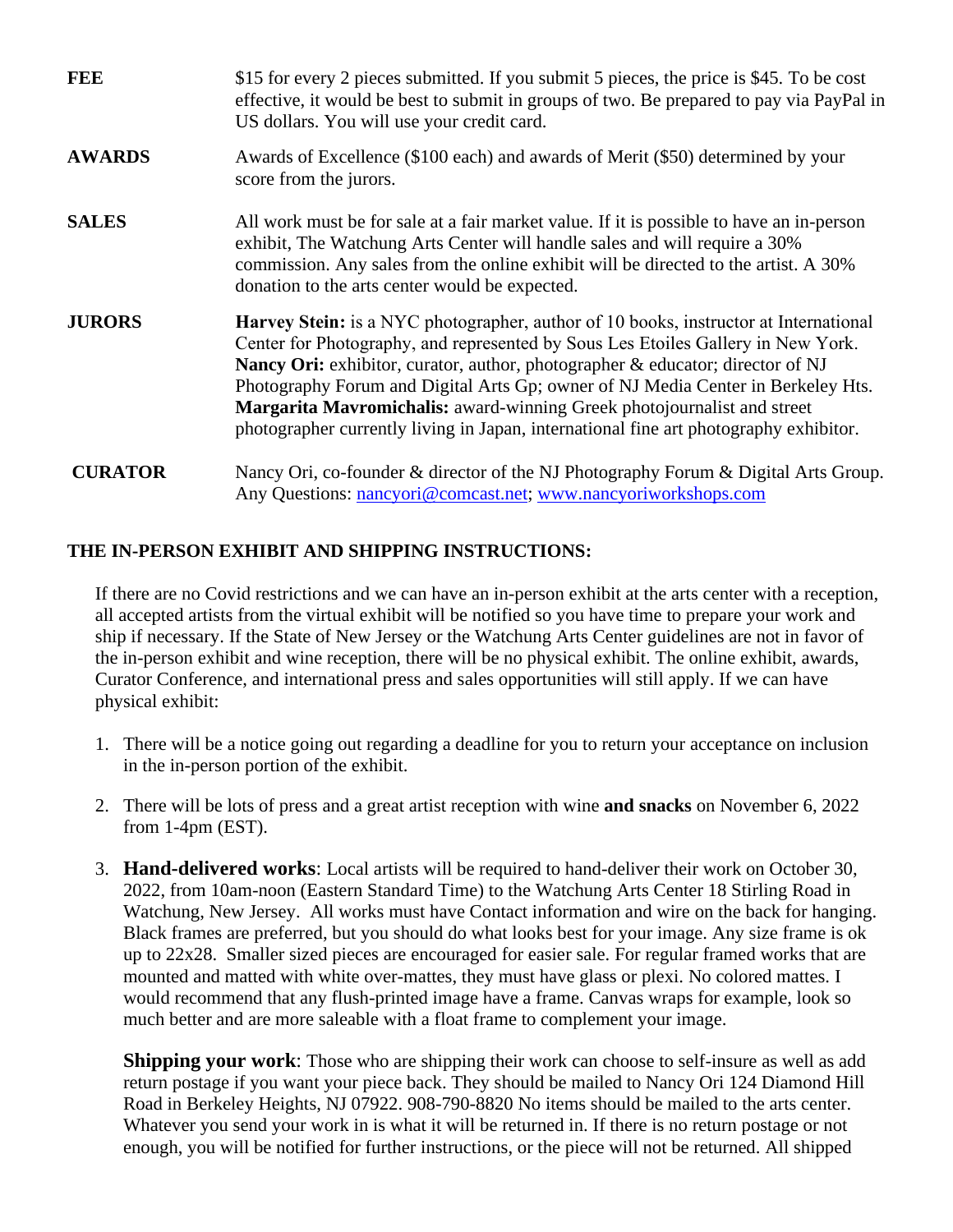**FEE** $15 for every 2 pieces submitted. If you submit 5 pieces, the price is $45. To be cost effective, it would be best to submit in groups of two. Be prepared to pay via PayPal in US dollars. You will use your credit card.

**AWARDS** Awards of Excellence ($100 each) and awards of Merit ($50) determined by your score from the jurors.

**SALES** All work must be for sale at a fair market value. If it is possible to have an in-person exhibit, The Watchung Arts Center will handle sales and will require a 30% commission. Any sales from the online exhibit will be directed to the artist. A 30% donation to the arts center would be expected.

**JURORS** **Harvey Stein:** is a NYC photographer, author of 10 books, instructor at International Center for Photography, and represented by Sous Les Etoiles Gallery in New York. **Nancy Ori:** exhibitor, curator, author, photographer & educator; director of NJ Photography Forum and Digital Arts Gp; owner of NJ Media Center in Berkeley Hts. **Margarita Mavromichalis:** award-winning Greek photojournalist and street photographer currently living in Japan, international fine art photography exhibitor.

**CURATOR** Nancy Ori, co-founder & director of the NJ Photography Forum & Digital Arts Group. Any Questions: [nancyori@comcast.net](mailto:nancyori@comcast.net); [www.nancyoriworkshops.com](http://www.nancyoriworkshops.com)

**THE IN-PERSON EXHIBIT AND SHIPPING INSTRUCTIONS:**

If there are no Covid restrictions and we can have an in-person exhibit at the arts center with a reception, all accepted artists from the virtual exhibit will be notified so you have time to prepare your work and ship if necessary. If the State of New Jersey or the Watchung Arts Center guidelines are not in favor of the in-person exhibit and wine reception, there will be no physical exhibit. The online exhibit, awards, Curator Conference, and international press and sales opportunities will still apply. If we can have physical exhibit:

1. There will be a notice going out regarding a deadline for you to return your acceptance on inclusion in the in-person portion of the exhibit.

2. There will be lots of press and a great artist reception with wine **and snacks** on November 6, 2022 from 1-4pm (EST).

3. **Hand-delivered works**: Local artists will be required to hand-deliver their work on October 30, 2022, from 10am-noon (Eastern Standard Time) to the Watchung Arts Center 18 Stirling Road in Watchung, New Jersey. All works must have Contact information and wire on the back for hanging. Black frames are preferred, but you should do what looks best for your image. Any size frame is ok up to 22x28. Smaller sized pieces are encouraged for easier sale. For regular framed works that are mounted and matted with white over-mattes, they must have glass or plexi. No colored mattes. I would recommend that any flush-printed image have a frame. Canvas wraps for example, look so much better and are more saleable with a float frame to complement your image.

   **Shipping your work**: Those who are shipping their work can choose to self-insure as well as add return postage if you want your piece back. They should be mailed to Nancy Ori 124 Diamond Hill Road in Berkeley Heights, NJ 07922. 908-790-8820 No items should be mailed to the arts center. Whatever you send your work in is what it will be returned in. If there is no return postage or not enough, you will be notified for further instructions, or the piece will not be returned. All shipped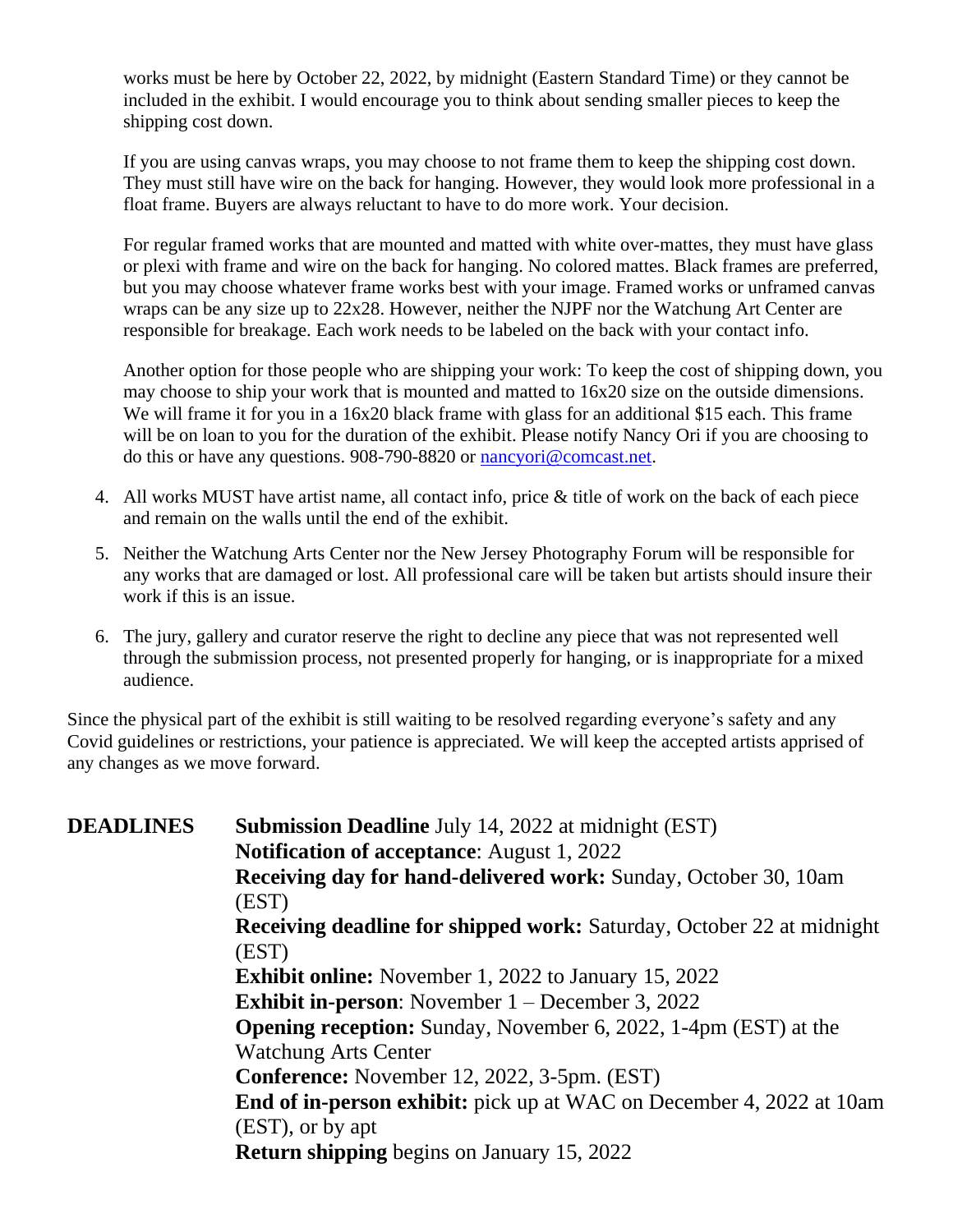works must be here by October 22, 2022, by midnight (Eastern Standard Time) or they cannot be included in the exhibit. I would encourage you to think about sending smaller pieces to keep the shipping cost down.

If you are using canvas wraps, you may choose to not frame them to keep the shipping cost down. They must still have wire on the back for hanging. However, they would look more professional in a float frame. Buyers are always reluctant to have to do more work. Your decision.

For regular framed works that are mounted and matted with white over-mattes, they must have glass or plexi with frame and wire on the back for hanging. No colored mattes. Black frames are preferred, but you may choose whatever frame works best with your image. Framed works or unframed canvas wraps can be any size up to 22x28. However, neither the NJPF nor the Watchung Art Center are responsible for breakage. Each work needs to be labeled on the back with your contact info.

Another option for those people who are shipping your work: To keep the cost of shipping down, you may choose to ship your work that is mounted and matted to 16x20 size on the outside dimensions. We will frame it for you in a 16x20 black frame with glass for an additional $15 each. This frame will be on loan to you for the duration of the exhibit. Please notify Nancy Ori if you are choosing to do this or have any questions. 908-790-8820 or [nancyori@comcast.net](mailto:nancyori@comcast.net).

4. All works MUST have artist name, all contact info, price & title of work on the back of each piece and remain on the walls until the end of the exhibit.

5. Neither the Watchung Arts Center nor the New Jersey Photography Forum will be responsible for any works that are damaged or lost. All professional care will be taken but artists should insure their work if this is an issue.

6. The jury, gallery and curator reserve the right to decline any piece that was not represented well through the submission process, not presented properly for hanging, or is inappropriate for a mixed audience.

Since the physical part of the exhibit is still waiting to be resolved regarding everyone's safety and any Covid guidelines or restrictions, your patience is appreciated. We will keep the accepted artists apprised of any changes as we move forward.

**DEADLINES**

**Submission Deadline** July 14, 2022 at midnight (EST)
**Notification of acceptance**: August 1, 2022
**Receiving day for hand-delivered work:** Sunday, October 30, 10am (EST)
**Receiving deadline for shipped work:** Saturday, October 22 at midnight (EST)
**Exhibit online:** November 1, 2022 to January 15, 2022
**Exhibit in-person**: November 1 – December 3, 2022
**Opening reception:** Sunday, November 6, 2022, 1-4pm (EST) at the Watchung Arts Center
**Conference:** November 12, 2022, 3-5pm. (EST)
**End of in-person exhibit:** pick up at WAC on December 4, 2022 at 10am (EST), or by apt
**Return shipping** begins on January 15, 2022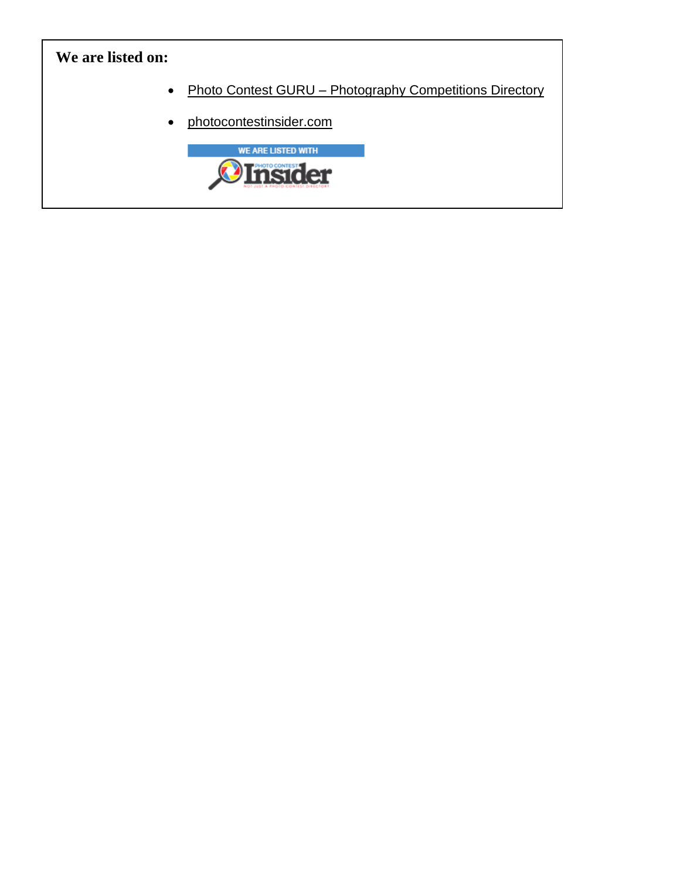**We are listed on:**

- Photo Contest GURU – Photography Competitions Directory
- photocontestinsider.com

WE ARE LISTED WITH

PHOTO CONTEST Insider

NOT JUST A PHOTO CONTEST DIRECTORY